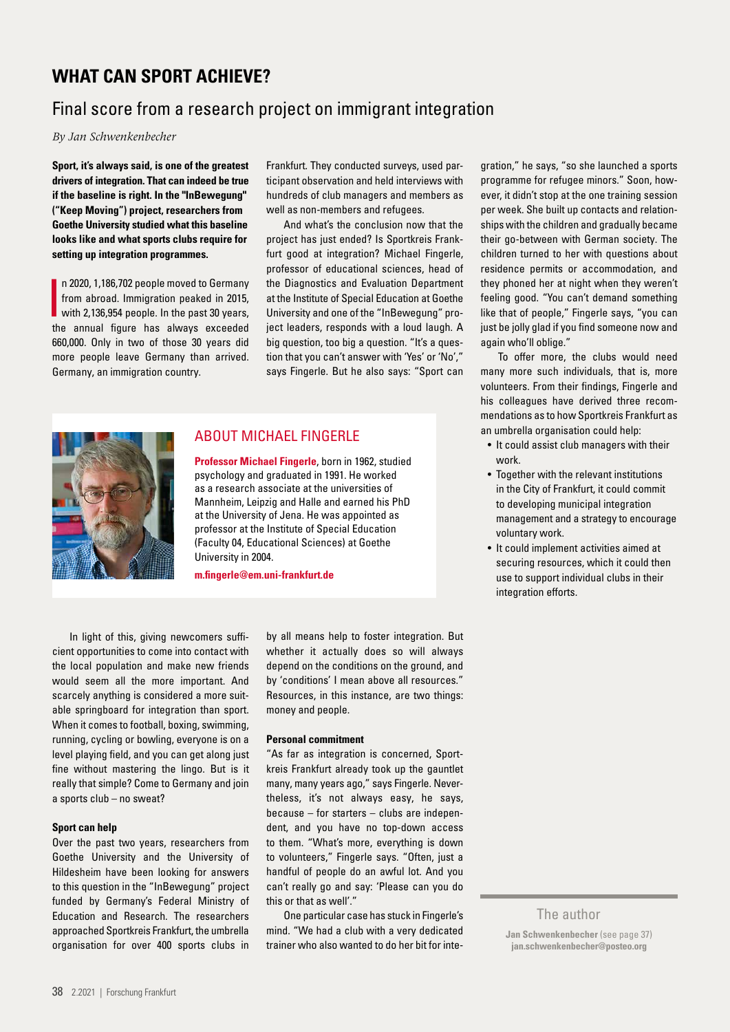# WHAT CAN SPORT ACHIEVE?

## Final score from a research project on immigrant integration

*By Jan Schwenkenbecher*

**Sport, it's always said, is one of the greatest drivers of integration. That can indeed be true if the baseline is right. In the "InBewegung" ("Keep Moving") project, researchers from Goethe University studied what this baseline looks like and what sports clubs require for setting up integration programmes.**

In 2020, 1,186,702 people moved to Germany from abroad. Immigration peaked in 2015, with 2,136,954 people. In the past 30 years, the annual figure has always exceeded 660,000. Only in two of those 30 years did more people leave Germany than arrived. Germany, an immigration country.

In light of this, giving newcomers sufficient opportunities to come into contact with the local population and make new friends would seem all the more important. And scarcely anything is considered a more suitable springboard for integration than sport. When it comes to football, boxing, swimming, running, cycling or bowling, everyone is on a level playing field, and you can get along just fine without mastering the lingo. But is it really that simple? Come to Germany and join a sports club – no sweat?

### Sport can help

Over the past two years, researchers from Goethe University and the University of Hildesheim have been looking for answers to this question in the "InBewegung" project funded by Germany's Federal Ministry of Education and Research. The researchers approached Sportkreis Frankfurt, the umbrella organisation for over 400 sports clubs in Frankfurt. They conducted surveys, used participant observation and held interviews with hundreds of club managers and members as well as non-members and refugees.

And what's the conclusion now that the project has just ended? Is Sportkreis Frankfurt good at integration? Michael Fingerle, professor of educational sciences, head of the Diagnostics and Evaluation Department at the Institute of Special Education at Goethe University and one of the "InBewegung" project leaders, responds with a loud laugh. A big question, too big a question. "It's a question that you can't answer with 'Yes' or 'No'," says Fingerle. But he also says: "Sport can by all means help to foster integration. But whether it actually does so will always depend on the conditions on the ground, and by 'conditions' I mean above all resources." Resources, in this instance, are two things: money and people.

### Personal commitment

"As far as integration is concerned, Sportkreis Frankfurt already took up the gauntlet many, many years ago," says Fingerle. Nevertheless, it's not always easy, he says, because – for starters – clubs are independent, and you have no top-down access to them. "What's more, everything is down to volunteers," Fingerle says. "Often, just a handful of people do an awful lot. And you can't really go and say: 'Please can you do this or that as well'."

One particular case has stuck in Fingerle's mind. "We had a club with a very dedicated trainer who also wanted to do her bit for integration," he says, "so she launched a sports programme for refugee minors." Soon, however, it didn't stop at the one training session per week. She built up contacts and relationships with the children and gradually became their go-between with German society. The children turned to her with questions about residence permits or accommodation, and they phoned her at night when they weren't feeling good. "You can't demand something like that of people," Fingerle says, "you can just be jolly glad if you find someone now and again who'll oblige."

To offer more, the clubs would need many more such individuals, that is, more volunteers. From their findings, Fingerle and his colleagues have derived three recommendations as to how Sportkreis Frankfurt as an umbrella organisation could help:

- It could assist club managers with their work.
- Together with the relevant institutions in the City of Frankfurt, it could commit to developing municipal integration management and a strategy to encourage voluntary work.
- It could implement activities aimed at securing resources, which it could then use to support individual clubs in their integration efforts.

### ABOUT MICHAEL FINGERLE

**Professor Michael Fingerle**, born in 1962, studied psychology and graduated in 1991. He worked as a research associate at the universities of Mannheim, Leipzig and Halle and earned his PhD at the University of Jena. He was appointed as professor at the Institute of Special Education (Faculty 04, Educational Sciences) at Goethe University in 2004.

**m.fingerle@em.uni-frankfurt.de**

### The author

**Jan Schwenkenbecher** (see page 37)
**jan.schwenkenbecher@posteo.org**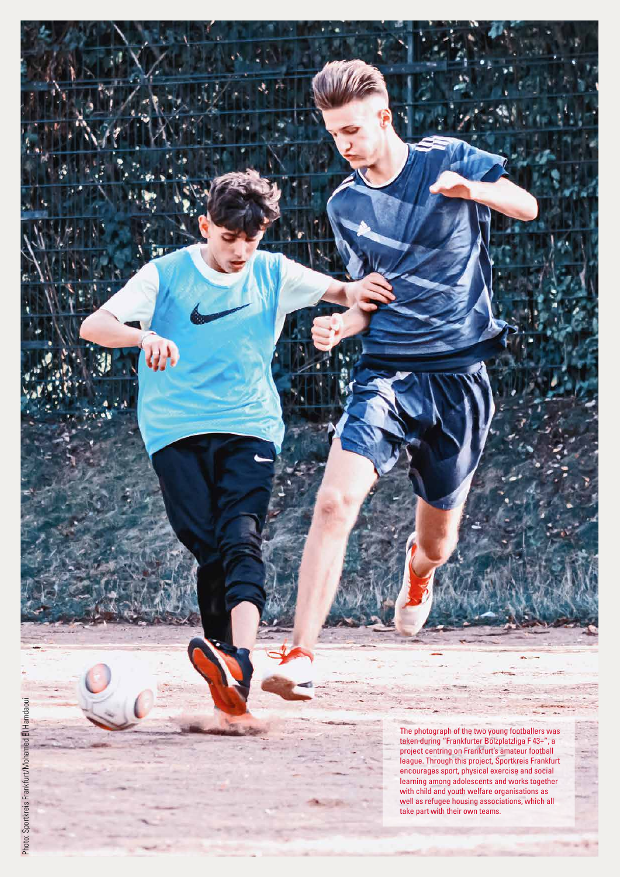Photo: Sportkreis Frankfurt/Mohamed El Hamdaoui

The photograph of the two young footballers was taken during "Frankfurter Bolzplatzliga F 43+", a project centring on Frankfurt's amateur football league. Through this project, Sportkreis Frankfurt encourages sport, physical exercise and social learning among adolescents and works together with child and youth welfare organisations as well as refugee housing associations, which all take part with their own teams.